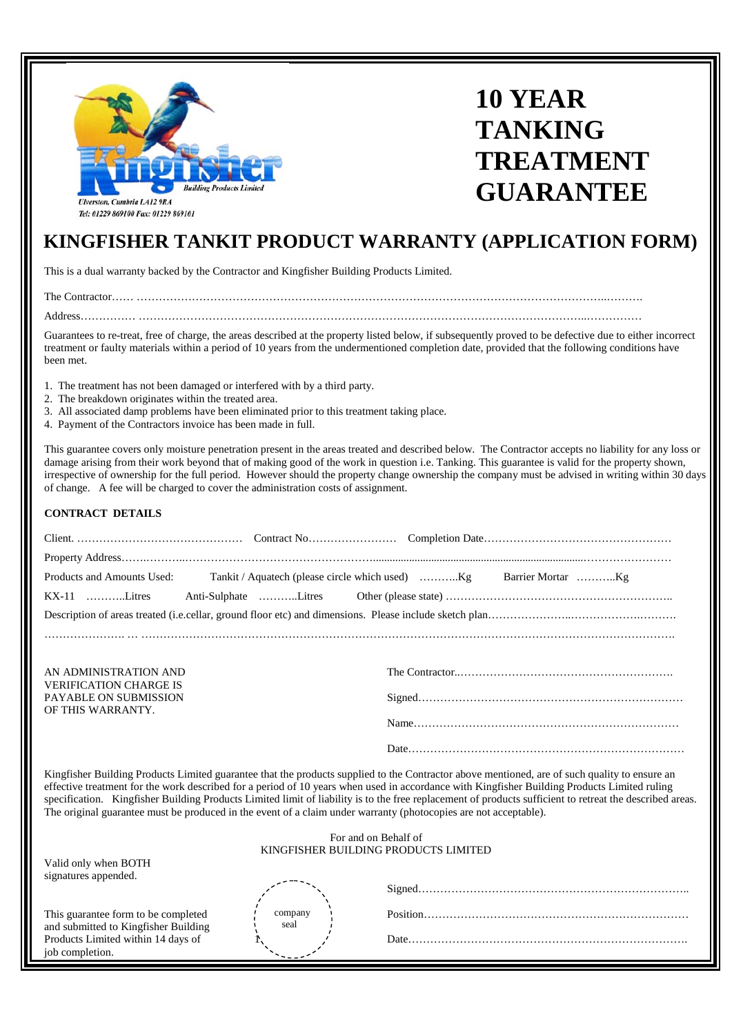Kingfisher Building Products Limited

Ulverston, Cumbria LA12 9RA

Tel: 01229 869100 Fax: 01229 869101

# 10 YEAR TANKING TREATMENT GUARANTEE

## KINGFISHER TANKIT PRODUCT WARRANTY (APPLICATION FORM)

This is a dual warranty backed by the Contractor and Kingfisher Building Products Limited.

The Contractor…… ……………………………………………………………………………………………………………………..……….

Address…………. ……………………………………………………………………………………………………………..……………

Guarantees to re-treat, free of charge, the areas described at the property listed below, if subsequently proved to be defective due to either incorrect treatment or faulty materials within a period of 10 years from the undermentioned completion date, provided that the following conditions have been met.

1. The treatment has not been damaged or interfered with by a third party.
2. The breakdown originates within the treated area.
3. All associated damp problems have been eliminated prior to this treatment taking place.
4. Payment of the Contractors invoice has been made in full.

This guarantee covers only moisture penetration present in the areas treated and described below. The Contractor accepts no liability for any loss or damage arising from their work beyond that of making good of the work in question i.e. Tanking. This guarantee is valid for the property shown, irrespective of ownership for the full period. However should the property change ownership the company must be advised in writing within 30 days of change. A fee will be charged to cover the administration costs of assignment.

**CONTRACT DETAILS**

Client. ……………………………………… Contract No…………………… Completion Date……………………………………………

Property Address……..………..…………………………………………….....................................................................……………………

Products and Amounts Used: Tankit / Aquatech (please circle which used) ………..Kg Barrier Mortar ………..Kg

KX-11 ………..Litres Anti-Sulphate ………..Litres Other (please state) ……………………………………………………..

Description of areas treated (i.e.cellar, ground floor etc) and dimensions. Please include sketch plan…………………..……………..……….

…………………. … ……………………………………………………………………………………………………………………………….

AN ADMINISTRATION AND VERIFICATION CHARGE IS PAYABLE ON SUBMISSION OF THIS WARRANTY.

The Contractor..…………………………………………………..

Signed………………………………………………………………

Name………………………………………………………………

Date…………………………………………………………………

Kingfisher Building Products Limited guarantee that the products supplied to the Contractor above mentioned, are of such quality to ensure an effective treatment for the work described for a period of 10 years when used in accordance with Kingfisher Building Products Limited ruling specification. Kingfisher Building Products Limited limit of liability is to the free replacement of products sufficient to retreat the described areas. The original guarantee must be produced in the event of a claim under warranty (photocopies are not acceptable).

For and on Behalf of
KINGFISHER BUILDING PRODUCTS LIMITED

Valid only when BOTH signatures appended.

This guarantee form to be completed and submitted to Kingfisher Building Products Limited within 14 days of job completion.

company seal

Signed………………………………………………………………..

Position……………………………………………………………

Date…………………………………………………………………..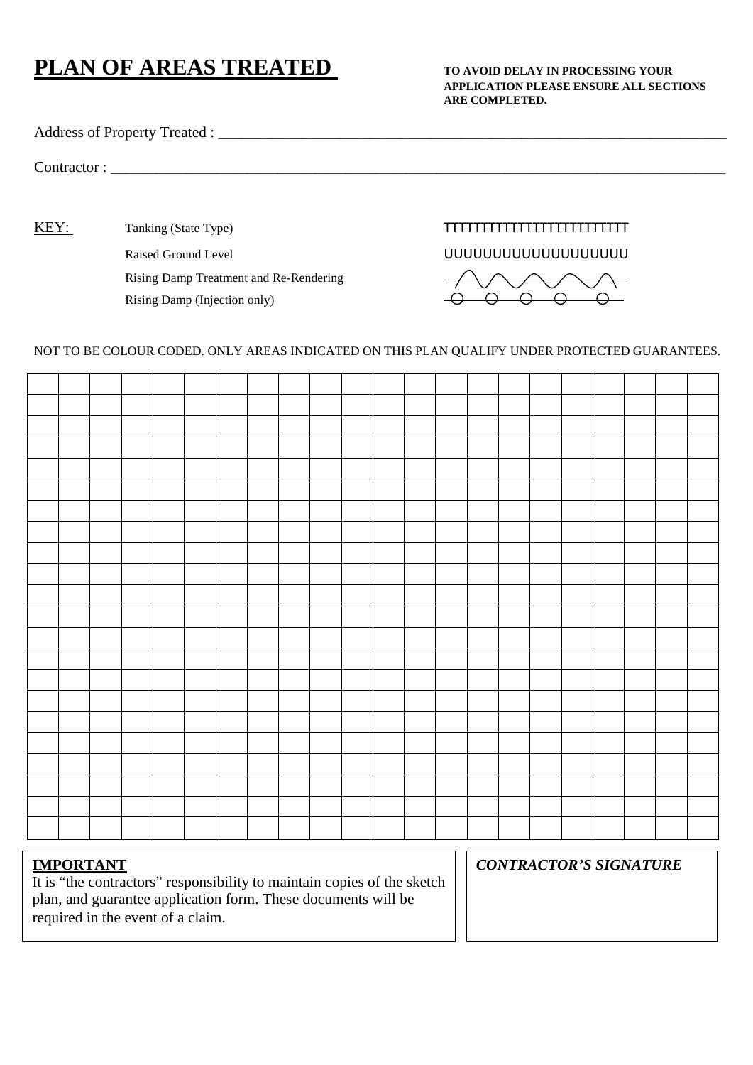# PLAN OF AREAS TREATED

**TO AVOID DELAY IN PROCESSING YOUR APPLICATION PLEASE ENSURE ALL SECTIONS ARE COMPLETED.**

Address of Property Treated : ______________________________________________________________________

Contractor : ______________________________________________________________________________

KEY:

| | |
|---|---|
| Tanking (State Type) | TTTTTTTTTTTTTTTTTTTTTTTTTT |
| Raised Ground Level | UUUUUUUUUUUUUUUUUUU |
| Rising Damp Treatment and Re-Rendering | |
| Rising Damp (Injection only) | |

NOT TO BE COLOUR CODED. ONLY AREAS INDICATED ON THIS PLAN QUALIFY UNDER PROTECTED GUARANTEES.

| | | | | | | | | | | | | | | | | | | | | | |
|---|---|---|---|---|---|---|---|---|---|---|---|---|---|---|---|---|---|---|---|---|---|
| | | | | | | | | | | | | | | | | | | | | | |
| | | | | | | | | | | | | | | | | | | | | | |
| | | | | | | | | | | | | | | | | | | | | | |
| | | | | | | | | | | | | | | | | | | | | | |
| | | | | | | | | | | | | | | | | | | | | | |
| | | | | | | | | | | | | | | | | | | | | | |
| | | | | | | | | | | | | | | | | | | | | | |
| | | | | | | | | | | | | | | | | | | | | | |
| | | | | | | | | | | | | | | | | | | | | | |
| | | | | | | | | | | | | | | | | | | | | | |
| | | | | | | | | | | | | | | | | | | | | | |
| | | | | | | | | | | | | | | | | | | | | | |
| | | | | | | | | | | | | | | | | | | | | | |
| | | | | | | | | | | | | | | | | | | | | | |
| | | | | | | | | | | | | | | | | | | | | | |
| | | | | | | | | | | | | | | | | | | | | | |
| | | | | | | | | | | | | | | | | | | | | | |
| | | | | | | | | | | | | | | | | | | | | | |
| | | | | | | | | | | | | | | | | | | | | | |
| | | | | | | | | | | | | | | | | | | | | | |
| | | | | | | | | | | | | | | | | | | | | | |
| | | | | | | | | | | | | | | | | | | | | | |

**IMPORTANT**
It is “the contractors” responsibility to maintain copies of the sketch plan, and guarantee application form. These documents will be required in the event of a claim.

***CONTRACTOR’S SIGNATURE***